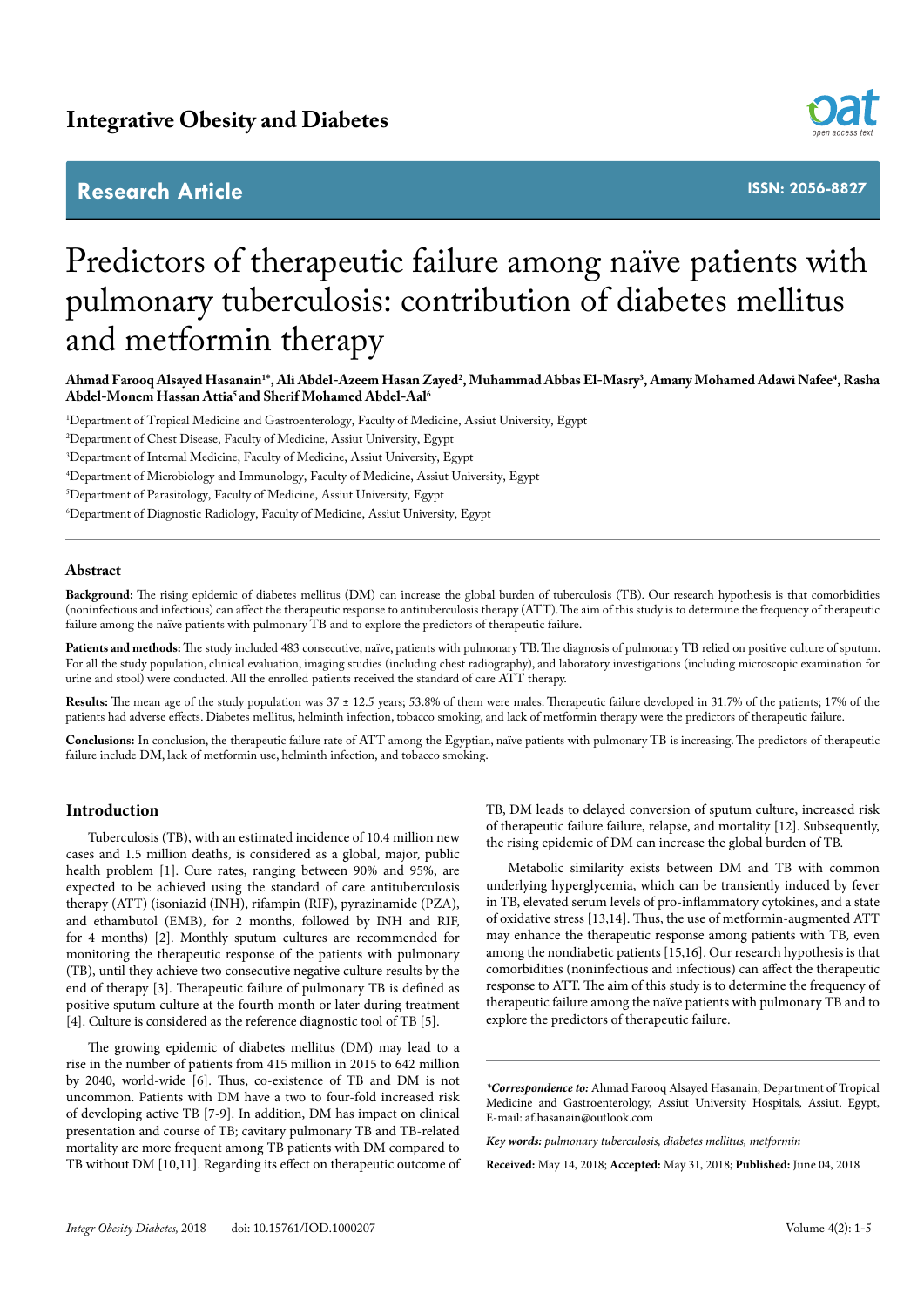Integrative Obesity and Diabetes

**Research Article**

**ISSN: 2056-8827**

# Predictors of therapeutic failure among naïve patients with pulmonary tuberculosis: contribution of diabetes mellitus and metformin therapy

**Ahmad Farooq Alsayed Hasanain[1*], Ali Abdel-Azeem Hasan Zayed[2], Muhammad Abbas El-Masry[3], Amany Mohamed Adawi Nafee[4], Rasha Abdel-Monem Hassan Attia[5] and Sherif Mohamed Abdel-Aal[6]**

[1]Department of Tropical Medicine and Gastroenterology, Faculty of Medicine, Assiut University, Egypt

[2]Department of Chest Disease, Faculty of Medicine, Assiut University, Egypt

[3]Department of Internal Medicine, Faculty of Medicine, Assiut University, Egypt

[4]Department of Microbiology and Immunology, Faculty of Medicine, Assiut University, Egypt

[5]Department of Parasitology, Faculty of Medicine, Assiut University, Egypt

[6]Department of Diagnostic Radiology, Faculty of Medicine, Assiut University, Egypt

## Abstract

**Background:** The rising epidemic of diabetes mellitus (DM) can increase the global burden of tuberculosis (TB). Our research hypothesis is that comorbidities (noninfectious and infectious) can affect the therapeutic response to antituberculosis therapy (ATT). The aim of this study is to determine the frequency of therapeutic failure among the naïve patients with pulmonary TB and to explore the predictors of therapeutic failure.

**Patients and methods:** The study included 483 consecutive, naïve, patients with pulmonary TB. The diagnosis of pulmonary TB relied on positive culture of sputum. For all the study population, clinical evaluation, imaging studies (including chest radiography), and laboratory investigations (including microscopic examination for urine and stool) were conducted. All the enrolled patients received the standard of care ATT therapy.

**Results:** The mean age of the study population was 37 ± 12.5 years; 53.8% of them were males. Therapeutic failure developed in 31.7% of the patients; 17% of the patients had adverse effects. Diabetes mellitus, helminth infection, tobacco smoking, and lack of metformin therapy were the predictors of therapeutic failure.

**Conclusions:** In conclusion, the therapeutic failure rate of ATT among the Egyptian, naïve patients with pulmonary TB is increasing. The predictors of therapeutic failure include DM, lack of metformin use, helminth infection, and tobacco smoking.

## Introduction

Tuberculosis (TB), with an estimated incidence of 10.4 million new cases and 1.5 million deaths, is considered as a global, major, public health problem [1]. Cure rates, ranging between 90% and 95%, are expected to be achieved using the standard of care antituberculosis therapy (ATT) (isoniazid (INH), rifampin (RIF), pyrazinamide (PZA), and ethambutol (EMB), for 2 months, followed by INH and RIF, for 4 months) [2]. Monthly sputum cultures are recommended for monitoring the therapeutic response of the patients with pulmonary (TB), until they achieve two consecutive negative culture results by the end of therapy [3]. Therapeutic failure of pulmonary TB is defined as positive sputum culture at the fourth month or later during treatment [4]. Culture is considered as the reference diagnostic tool of TB [5].

The growing epidemic of diabetes mellitus (DM) may lead to a rise in the number of patients from 415 million in 2015 to 642 million by 2040, world-wide [6]. Thus, co-existence of TB and DM is not uncommon. Patients with DM have a two to four-fold increased risk of developing active TB [7-9]. In addition, DM has impact on clinical presentation and course of TB; cavitary pulmonary TB and TB-related mortality are more frequent among TB patients with DM compared to TB without DM [10,11]. Regarding its effect on therapeutic outcome of TB, DM leads to delayed conversion of sputum culture, increased risk of therapeutic failure failure, relapse, and mortality [12]. Subsequently, the rising epidemic of DM can increase the global burden of TB.

Metabolic similarity exists between DM and TB with common underlying hyperglycemia, which can be transiently induced by fever in TB, elevated serum levels of pro-inflammatory cytokines, and a state of oxidative stress [13,14]. Thus, the use of metformin-augmented ATT may enhance the therapeutic response among patients with TB, even among the nondiabetic patients [15,16]. Our research hypothesis is that comorbidities (noninfectious and infectious) can affect the therapeutic response to ATT. The aim of this study is to determine the frequency of therapeutic failure among the naïve patients with pulmonary TB and to explore the predictors of therapeutic failure.

***Correspondence to:** Ahmad Farooq Alsayed Hasanain, Department of Tropical Medicine and Gastroenterology, Assiut University Hospitals, Assiut, Egypt, E-mail: af.hasanain@outlook.com

***Key words:** pulmonary tuberculosis, diabetes mellitus, metformin*

**Received:** May 14, 2018; **Accepted:** May 31, 2018; **Published:** June 04, 2018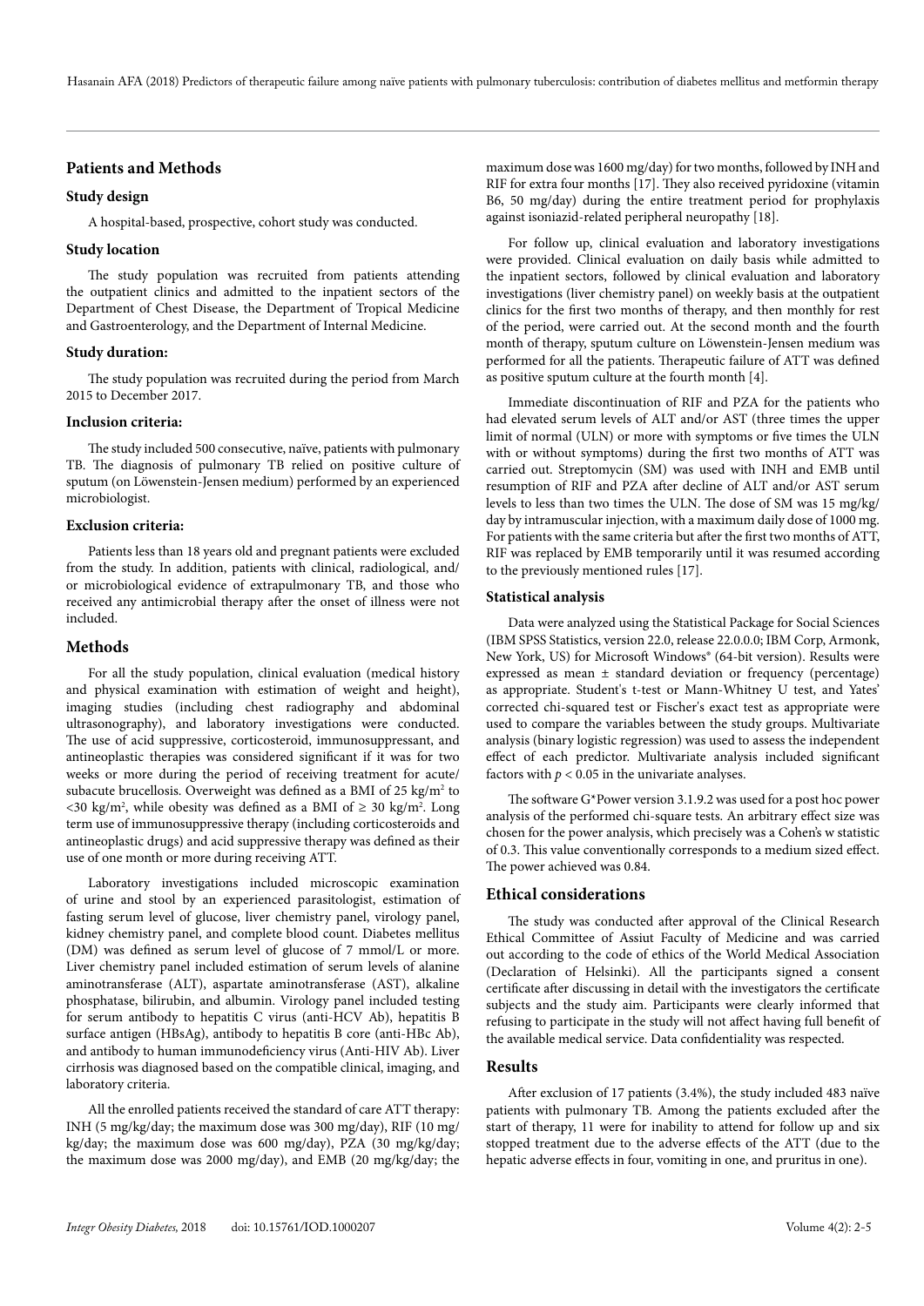## Patients and Methods

### Study design

A hospital-based, prospective, cohort study was conducted.

### Study location

The study population was recruited from patients attending the outpatient clinics and admitted to the inpatient sectors of the Department of Chest Disease, the Department of Tropical Medicine and Gastroenterology, and the Department of Internal Medicine.

### Study duration:

The study population was recruited during the period from March 2015 to December 2017.

### Inclusion criteria:

The study included 500 consecutive, naïve, patients with pulmonary TB. The diagnosis of pulmonary TB relied on positive culture of sputum (on Löwenstein-Jensen medium) performed by an experienced microbiologist.

### Exclusion criteria:

Patients less than 18 years old and pregnant patients were excluded from the study. In addition, patients with clinical, radiological, and/or microbiological evidence of extrapulmonary TB, and those who received any antimicrobial therapy after the onset of illness were not included.

## Methods

For all the study population, clinical evaluation (medical history and physical examination with estimation of weight and height), imaging studies (including chest radiography and abdominal ultrasonography), and laboratory investigations were conducted. The use of acid suppressive, corticosteroid, immunosuppressant, and antineoplastic therapies was considered significant if it was for two weeks or more during the period of receiving treatment for acute/subacute brucellosis. Overweight was defined as a BMI of 25 kg/m$^2$ to <30 kg/m$^2$, while obesity was defined as a BMI of ≥ 30 kg/m$^2$. Long term use of immunosuppressive therapy (including corticosteroids and antineoplastic drugs) and acid suppressive therapy was defined as their use of one month or more during receiving ATT.

Laboratory investigations included microscopic examination of urine and stool by an experienced parasitologist, estimation of fasting serum level of glucose, liver chemistry panel, virology panel, kidney chemistry panel, and complete blood count. Diabetes mellitus (DM) was defined as serum level of glucose of 7 mmol/L or more. Liver chemistry panel included estimation of serum levels of alanine aminotransferase (ALT), aspartate aminotransferase (AST), alkaline phosphatase, bilirubin, and albumin. Virology panel included testing for serum antibody to hepatitis C virus (anti-HCV Ab), hepatitis B surface antigen (HBsAg), antibody to hepatitis B core (anti-HBc Ab), and antibody to human immunodeficiency virus (Anti-HIV Ab). Liver cirrhosis was diagnosed based on the compatible clinical, imaging, and laboratory criteria.

All the enrolled patients received the standard of care ATT therapy: INH (5 mg/kg/day; the maximum dose was 300 mg/day), RIF (10 mg/kg/day; the maximum dose was 600 mg/day), PZA (30 mg/kg/day; the maximum dose was 2000 mg/day), and EMB (20 mg/kg/day; the maximum dose was 1600 mg/day) for two months, followed by INH and RIF for extra four months [17]. They also received pyridoxine (vitamin B6, 50 mg/day) during the entire treatment period for prophylaxis against isoniazid-related peripheral neuropathy [18].

For follow up, clinical evaluation and laboratory investigations were provided. Clinical evaluation on daily basis while admitted to the inpatient sectors, followed by clinical evaluation and laboratory investigations (liver chemistry panel) on weekly basis at the outpatient clinics for the first two months of therapy, and then monthly for rest of the period, were carried out. At the second month and the fourth month of therapy, sputum culture on Löwenstein-Jensen medium was performed for all the patients. Therapeutic failure of ATT was defined as positive sputum culture at the fourth month [4].

Immediate discontinuation of RIF and PZA for the patients who had elevated serum levels of ALT and/or AST (three times the upper limit of normal (ULN) or more with symptoms or five times the ULN with or without symptoms) during the first two months of ATT was carried out. Streptomycin (SM) was used with INH and EMB until resumption of RIF and PZA after decline of ALT and/or AST serum levels to less than two times the ULN. The dose of SM was 15 mg/kg/day by intramuscular injection, with a maximum daily dose of 1000 mg. For patients with the same criteria but after the first two months of ATT, RIF was replaced by EMB temporarily until it was resumed according to the previously mentioned rules [17].

### Statistical analysis

Data were analyzed using the Statistical Package for Social Sciences (IBM SPSS Statistics, version 22.0, release 22.0.0.0; IBM Corp, Armonk, New York, US) for Microsoft Windows® (64-bit version). Results were expressed as mean ± standard deviation or frequency (percentage) as appropriate. Student's t-test or Mann-Whitney U test, and Yates' corrected chi-squared test or Fischer's exact test as appropriate were used to compare the variables between the study groups. Multivariate analysis (binary logistic regression) was used to assess the independent effect of each predictor. Multivariate analysis included significant factors with $p < 0.05$ in the univariate analyses.

The software G*Power version 3.1.9.2 was used for a post hoc power analysis of the performed chi-square tests. An arbitrary effect size was chosen for the power analysis, which precisely was a Cohen's w statistic of 0.3. This value conventionally corresponds to a medium sized effect. The power achieved was 0.84.

## Ethical considerations

The study was conducted after approval of the Clinical Research Ethical Committee of Assiut Faculty of Medicine and was carried out according to the code of ethics of the World Medical Association (Declaration of Helsinki). All the participants signed a consent certificate after discussing in detail with the investigators the certificate subjects and the study aim. Participants were clearly informed that refusing to participate in the study will not affect having full benefit of the available medical service. Data confidentiality was respected.

## Results

After exclusion of 17 patients (3.4%), the study included 483 naïve patients with pulmonary TB. Among the patients excluded after the start of therapy, 11 were for inability to attend for follow up and six stopped treatment due to the adverse effects of the ATT (due to the hepatic adverse effects in four, vomiting in one, and pruritus in one).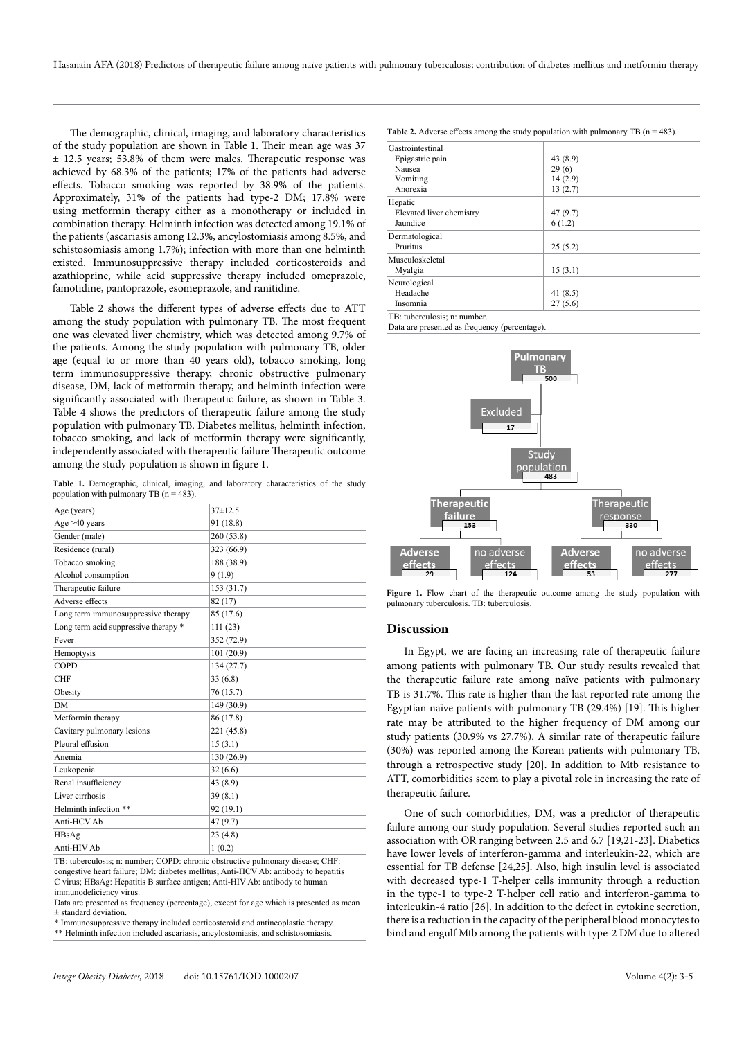The demographic, clinical, imaging, and laboratory characteristics of the study population are shown in Table 1. Their mean age was 37 ± 12.5 years; 53.8% of them were males. Therapeutic response was achieved by 68.3% of the patients; 17% of the patients had adverse effects. Tobacco smoking was reported by 38.9% of the patients. Approximately, 31% of the patients had type-2 DM; 17.8% were using metformin therapy either as a monotherapy or included in combination therapy. Helminth infection was detected among 19.1% of the patients (ascariasis among 12.3%, ancylostomiasis among 8.5%, and schistosomiasis among 1.7%); infection with more than one helminth existed. Immunosuppressive therapy included corticosteroids and azathioprine, while acid suppressive therapy included omeprazole, famotidine, pantoprazole, esomeprazole, and ranitidine.

Table 2 shows the different types of adverse effects due to ATT among the study population with pulmonary TB. The most frequent one was elevated liver chemistry, which was detected among 9.7% of the patients. Among the study population with pulmonary TB, older age (equal to or more than 40 years old), tobacco smoking, long term immunosuppressive therapy, chronic obstructive pulmonary disease, DM, lack of metformin therapy, and helminth infection were significantly associated with therapeutic failure, as shown in Table 3. Table 4 shows the predictors of therapeutic failure among the study population with pulmonary TB. Diabetes mellitus, helminth infection, tobacco smoking, and lack of metformin therapy were significantly, independently associated with therapeutic failure Therapeutic outcome among the study population is shown in figure 1.

**Table 1.** Demographic, clinical, imaging, and laboratory characteristics of the study population with pulmonary TB (n = 483).

| | |
|---|---|
| Age (years) | 37±12.5 |
| Age ≥40 years | 91 (18.8) |
| Gender (male) | 260 (53.8) |
| Residence (rural) | 323 (66.9) |
| Tobacco smoking | 188 (38.9) |
| Alcohol consumption | 9 (1.9) |
| Therapeutic failure | 153 (31.7) |
| Adverse effects | 82 (17) |
| Long term immunosuppressive therapy | 85 (17.6) |
| Long term acid suppressive therapy * | 111 (23) |
| Fever | 352 (72.9) |
| Hemoptysis | 101 (20.9) |
| COPD | 134 (27.7) |
| CHF | 33 (6.8) |
| Obesity | 76 (15.7) |
| DM | 149 (30.9) |
| Metformin therapy | 86 (17.8) |
| Cavitary pulmonary lesions | 221 (45.8) |
| Pleural effusion | 15 (3.1) |
| Anemia | 130 (26.9) |
| Leukopenia | 32 (6.6) |
| Renal insufficiency | 43 (8.9) |
| Liver cirrhosis | 39 (8.1) |
| Helminth infection ** | 92 (19.1) |
| Anti-HCV Ab | 47 (9.7) |
| HBsAg | 23 (4.8) |
| Anti-HIV Ab | 1 (0.2) |

TB: tuberculosis; n: number; COPD: chronic obstructive pulmonary disease; CHF: congestive heart failure; DM: diabetes mellitus; Anti-HCV Ab: antibody to hepatitis C virus; HBsAg: Hepatitis B surface antigen; Anti-HIV Ab: antibody to human immunodeficiency virus.
Data are presented as frequency (percentage), except for age which is presented as mean ± standard deviation.
* Immunosuppressive therapy included corticosteroid and antineoplastic therapy.
** Helminth infection included ascariasis, ancylostomiasis, and schistosomiasis.

**Table 2.** Adverse effects among the study population with pulmonary TB (n = 483).

| | |
|---|---|
| Gastrointestinal | |
| Epigastric pain | 43 (8.9) |
| Nausea | 29 (6) |
| Vomiting | 14 (2.9) |
| Anorexia | 13 (2.7) |
| Hepatic | |
| Elevated liver chemistry | 47 (9.7) |
| Jaundice | 6 (1.2) |
| Dermatological | |
| Pruritus | 25 (5.2) |
| Musculoskeletal | |
| Myalgia | 15 (3.1) |
| Neurological | |
| Headache | 41 (8.5) |
| Insomnia | 27 (5.6) |

TB: tuberculosis; n: number.
Data are presented as frequency (percentage).

Pulmonary TB 500 → Excluded 17 → Study population 483 → Therapeutic failure 153 (Adverse effects 29; no adverse effects 124); Therapeutic response 330 (Adverse effects 53; no adverse effects 277)

**Figure 1.** Flow chart of the therapeutic outcome among the study population with pulmonary tuberculosis. TB: tuberculosis.

## Discussion

In Egypt, we are facing an increasing rate of therapeutic failure among patients with pulmonary TB. Our study results revealed that the therapeutic failure rate among naïve patients with pulmonary TB is 31.7%. This rate is higher than the last reported rate among the Egyptian naïve patients with pulmonary TB (29.4%) [19]. This higher rate may be attributed to the higher frequency of DM among our study patients (30.9% vs 27.7%). A similar rate of therapeutic failure (30%) was reported among the Korean patients with pulmonary TB, through a retrospective study [20]. In addition to Mtb resistance to ATT, comorbidities seem to play a pivotal role in increasing the rate of therapeutic failure.

One of such comorbidities, DM, was a predictor of therapeutic failure among our study population. Several studies reported such an association with OR ranging between 2.5 and 6.7 [19,21-23]. Diabetics have lower levels of interferon-gamma and interleukin-22, which are essential for TB defense [24,25]. Also, high insulin level is associated with decreased type-1 T-helper cells immunity through a reduction in the type-1 to type-2 T-helper cell ratio and interferon-gamma to interleukin-4 ratio [26]. In addition to the defect in cytokine secretion, there is a reduction in the capacity of the peripheral blood monocytes to bind and engulf Mtb among the patients with type-2 DM due to altered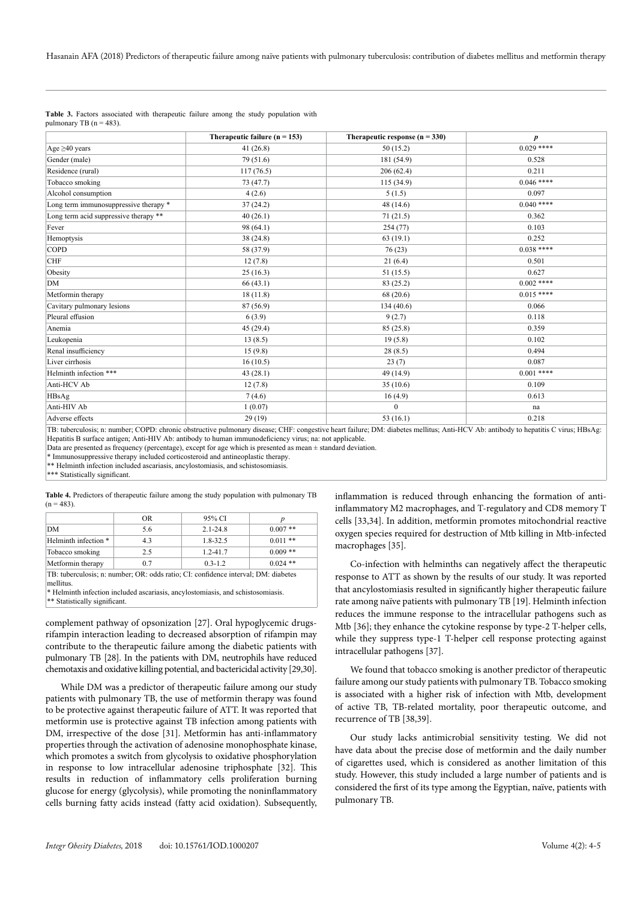**Table 3.** Factors associated with therapeutic failure among the study population with pulmonary TB (n = 483).

| | Therapeutic failure (n = 153) | Therapeutic response (n = 330) | *p* |
|---|---|---|---|
| Age ≥40 years | 41 (26.8) | 50 (15.2) | 0.029 **** |
| Gender (male) | 79 (51.6) | 181 (54.9) | 0.528 |
| Residence (rural) | 117 (76.5) | 206 (62.4) | 0.211 |
| Tobacco smoking | 73 (47.7) | 115 (34.9) | 0.046 **** |
| Alcohol consumption | 4 (2.6) | 5 (1.5) | 0.097 |
| Long term immunosuppressive therapy * | 37 (24.2) | 48 (14.6) | 0.040 **** |
| Long term acid suppressive therapy ** | 40 (26.1) | 71 (21.5) | 0.362 |
| Fever | 98 (64.1) | 254 (77) | 0.103 |
| Hemoptysis | 38 (24.8) | 63 (19.1) | 0.252 |
| COPD | 58 (37.9) | 76 (23) | 0.038 **** |
| CHF | 12 (7.8) | 21 (6.4) | 0.501 |
| Obesity | 25 (16.3) | 51 (15.5) | 0.627 |
| DM | 66 (43.1) | 83 (25.2) | 0.002 **** |
| Metformin therapy | 18 (11.8) | 68 (20.6) | 0.015 **** |
| Cavitary pulmonary lesions | 87 (56.9) | 134 (40.6) | 0.066 |
| Pleural effusion | 6 (3.9) | 9 (2.7) | 0.118 |
| Anemia | 45 (29.4) | 85 (25.8) | 0.359 |
| Leukopenia | 13 (8.5) | 19 (5.8) | 0.102 |
| Renal insufficiency | 15 (9.8) | 28 (8.5) | 0.494 |
| Liver cirrhosis | 16 (10.5) | 23 (7) | 0.087 |
| Helminth infection *** | 43 (28.1) | 49 (14.9) | 0.001 **** |
| Anti-HCV Ab | 12 (7.8) | 35 (10.6) | 0.109 |
| HBsAg | 7 (4.6) | 16 (4.9) | 0.613 |
| Anti-HIV Ab | 1 (0.07) | 0 | na |
| Adverse effects | 29 (19) | 53 (16.1) | 0.218 |

TB: tuberculosis; n: number; COPD: chronic obstructive pulmonary disease; CHF: congestive heart failure; DM: diabetes mellitus; Anti-HCV Ab: antibody to hepatitis C virus; HBsAg: Hepatitis B surface antigen; Anti-HIV Ab: antibody to human immunodeficiency virus; na: not applicable.
Data are presented as frequency (percentage), except for age which is presented as mean ± standard deviation.
* Immunosuppressive therapy included corticosteroid and antineoplastic therapy.
** Helminth infection included ascariasis, ancylostomiasis, and schistosomiasis.
*** Statistically significant.

**Table 4.** Predictors of therapeutic failure among the study population with pulmonary TB (n = 483).

| | OR | 95% CI | *p* |
|---|---|---|---|
| DM | 5.6 | 2.1-24.8 | 0.007 ** |
| Helminth infection * | 4.3 | 1.8-32.5 | 0.011 ** |
| Tobacco smoking | 2.5 | 1.2-41.7 | 0.009 ** |
| Metformin therapy | 0.7 | 0.3-1.2 | 0.024 ** |

TB: tuberculosis; n: number; OR: odds ratio; CI: confidence interval; DM: diabetes mellitus.
* Helminth infection included ascariasis, ancylostomiasis, and schistosomiasis.
** Statistically significant.

complement pathway of opsonization [27]. Oral hypoglycemic drugs-rifampin interaction leading to decreased absorption of rifampin may contribute to the therapeutic failure among the diabetic patients with pulmonary TB [28]. In the patients with DM, neutrophils have reduced chemotaxis and oxidative killing potential, and bactericidal activity [29,30].

While DM was a predictor of therapeutic failure among our study patients with pulmonary TB, the use of metformin therapy was found to be protective against therapeutic failure of ATT. It was reported that metformin use is protective against TB infection among patients with DM, irrespective of the dose [31]. Metformin has anti-inflammatory properties through the activation of adenosine monophosphate kinase, which promotes a switch from glycolysis to oxidative phosphorylation in response to low intracellular adenosine triphosphate [32]. This results in reduction of inflammatory cells proliferation burning glucose for energy (glycolysis), while promoting the noninflammatory cells burning fatty acids instead (fatty acid oxidation). Subsequently, inflammation is reduced through enhancing the formation of anti-inflammatory M2 macrophages, and T-regulatory and CD8 memory T cells [33,34]. In addition, metformin promotes mitochondrial reactive oxygen species required for destruction of Mtb killing in Mtb-infected macrophages [35].

Co-infection with helminths can negatively affect the therapeutic response to ATT as shown by the results of our study. It was reported that ancylostomiasis resulted in significantly higher therapeutic failure rate among naïve patients with pulmonary TB [19]. Helminth infection reduces the immune response to the intracellular pathogens such as Mtb [36]; they enhance the cytokine response by type-2 T-helper cells, while they suppress type-1 T-helper cell response protecting against intracellular pathogens [37].

We found that tobacco smoking is another predictor of therapeutic failure among our study patients with pulmonary TB. Tobacco smoking is associated with a higher risk of infection with Mtb, development of active TB, TB-related mortality, poor therapeutic outcome, and recurrence of TB [38,39].

Our study lacks antimicrobial sensitivity testing. We did not have data about the precise dose of metformin and the daily number of cigarettes used, which is considered as another limitation of this study. However, this study included a large number of patients and is considered the first of its type among the Egyptian, naïve, patients with pulmonary TB.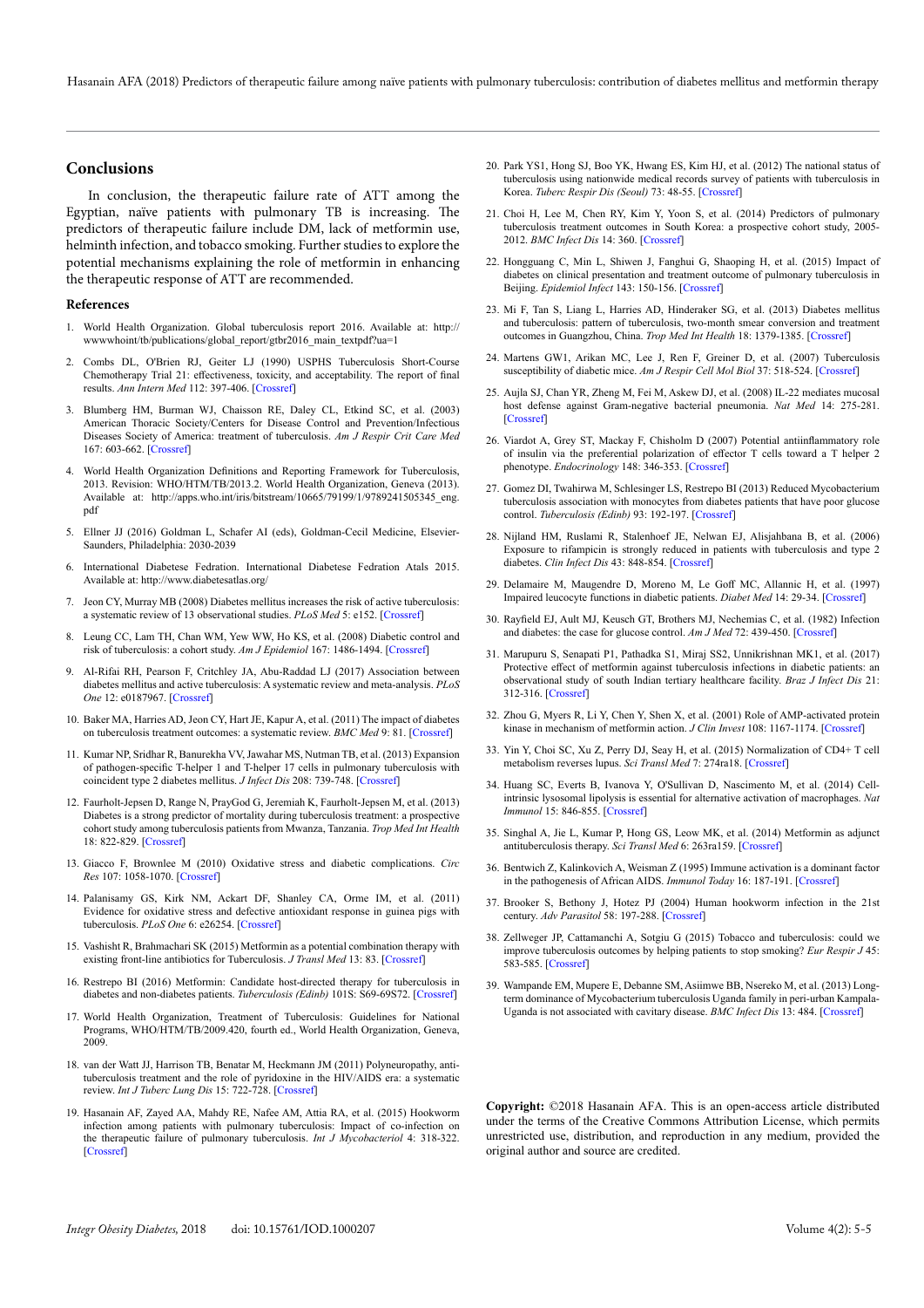## Conclusions

In conclusion, the therapeutic failure rate of ATT among the Egyptian, naïve patients with pulmonary TB is increasing. The predictors of therapeutic failure include DM, lack of metformin use, helminth infection, and tobacco smoking. Further studies to explore the potential mechanisms explaining the role of metformin in enhancing the therapeutic response of ATT are recommended.

## References

1. World Health Organization. Global tuberculosis report 2016. Available at: http://wwwwhoint/tb/publications/global_report/gtbr2016_main_textpdf?ua=1
2. Combs DL, O'Brien RJ, Geiter LJ (1990) USPHS Tuberculosis Short-Course Chemotherapy Trial 21: effectiveness, toxicity, and acceptability. The report of final results. *Ann Intern Med* 112: 397-406. [Crossref]
3. Blumberg HM, Burman WJ, Chaisson RE, Daley CL, Etkind SC, et al. (2003) American Thoracic Society/Centers for Disease Control and Prevention/Infectious Diseases Society of America: treatment of tuberculosis. *Am J Respir Crit Care Med* 167: 603-662. [Crossref]
4. World Health Organization Definitions and Reporting Framework for Tuberculosis, 2013. Revision: WHO/HTM/TB/2013.2. World Health Organization, Geneva (2013). Available at: http://apps.who.int/iris/bitstream/10665/79199/1/9789241505345_eng.pdf
5. Ellner JJ (2016) Goldman L, Schafer AI (eds), Goldman-Cecil Medicine, Elsevier-Saunders, Philadelphia: 2030-2039
6. International Diabetese Fedration. International Diabetese Fedration Atals 2015. Available at: http://www.diabetesatlas.org/
7. Jeon CY, Murray MB (2008) Diabetes mellitus increases the risk of active tuberculosis: a systematic review of 13 observational studies. *PLoS Med* 5: e152. [Crossref]
8. Leung CC, Lam TH, Chan WM, Yew WW, Ho KS, et al. (2008) Diabetic control and risk of tuberculosis: a cohort study. *Am J Epidemiol* 167: 1486-1494. [Crossref]
9. Al-Rifai RH, Pearson F, Critchley JA, Abu-Raddad LJ (2017) Association between diabetes mellitus and active tuberculosis: A systematic review and meta-analysis. *PLoS One* 12: e0187967. [Crossref]
10. Baker MA, Harries AD, Jeon CY, Hart JE, Kapur A, et al. (2011) The impact of diabetes on tuberculosis treatment outcomes: a systematic review. *BMC Med* 9: 81. [Crossref]
11. Kumar NP, Sridhar R, Banurekha VV, Jawahar MS, Nutman TB, et al. (2013) Expansion of pathogen-specific T-helper 1 and T-helper 17 cells in pulmonary tuberculosis with coincident type 2 diabetes mellitus. *J Infect Dis* 208: 739-748. [Crossref]
12. Faurholt-Jepsen D, Range N, PrayGod G, Jeremiah K, Faurholt-Jepsen M, et al. (2013) Diabetes is a strong predictor of mortality during tuberculosis treatment: a prospective cohort study among tuberculosis patients from Mwanza, Tanzania. *Trop Med Int Health* 18: 822-829. [Crossref]
13. Giacco F, Brownlee M (2010) Oxidative stress and diabetic complications. *Circ Res* 107: 1058-1070. [Crossref]
14. Palanisamy GS, Kirk NM, Ackart DF, Shanley CA, Orme IM, et al. (2011) Evidence for oxidative stress and defective antioxidant response in guinea pigs with tuberculosis. *PLoS One* 6: e26254. [Crossref]
15. Vashisht R, Brahmachari SK (2015) Metformin as a potential combination therapy with existing front-line antibiotics for Tuberculosis. *J Transl Med* 13: 83. [Crossref]
16. Restrepo BI (2016) Metformin: Candidate host-directed therapy for tuberculosis in diabetes and non-diabetes patients. *Tuberculosis (Edinb)* 101S: S69-69S72. [Crossref]
17. World Health Organization, Treatment of Tuberculosis: Guidelines for National Programs, WHO/HTM/TB/2009.420, fourth ed., World Health Organization, Geneva, 2009.
18. van der Watt JJ, Harrison TB, Benatar M, Heckmann JM (2011) Polyneuropathy, anti-tuberculosis treatment and the role of pyridoxine in the HIV/AIDS era: a systematic review. *Int J Tuberc Lung Dis* 15: 722-728. [Crossref]
19. Hasanain AF, Zayed AA, Mahdy RE, Nafee AM, Attia RA, et al. (2015) Hookworm infection among patients with pulmonary tuberculosis: Impact of co-infection on the therapeutic failure of pulmonary tuberculosis. *Int J Mycobacteriol* 4: 318-322. [Crossref]
20. Park YS1, Hong SJ, Boo YK, Hwang ES, Kim HJ, et al. (2012) The national status of tuberculosis using nationwide medical records survey of patients with tuberculosis in Korea. *Tuberc Respir Dis (Seoul)* 73: 48-55. [Crossref]
21. Choi H, Lee M, Chen RY, Kim Y, Yoon S, et al. (2014) Predictors of pulmonary tuberculosis treatment outcomes in South Korea: a prospective cohort study, 2005-2012. *BMC Infect Dis* 14: 360. [Crossref]
22. Hongguang C, Min L, Shiwen J, Fanghui G, Shaoping H, et al. (2015) Impact of diabetes on clinical presentation and treatment outcome of pulmonary tuberculosis in Beijing. *Epidemiol Infect* 143: 150-156. [Crossref]
23. Mi F, Tan S, Liang L, Harries AD, Hinderaker SG, et al. (2013) Diabetes mellitus and tuberculosis: pattern of tuberculosis, two-month smear conversion and treatment outcomes in Guangzhou, China. *Trop Med Int Health* 18: 1379-1385. [Crossref]
24. Martens GW1, Arikan MC, Lee J, Ren F, Greiner D, et al. (2007) Tuberculosis susceptibility of diabetic mice. *Am J Respir Cell Mol Biol* 37: 518-524. [Crossref]
25. Aujla SJ, Chan YR, Zheng M, Fei M, Askew DJ, et al. (2008) IL-22 mediates mucosal host defense against Gram-negative bacterial pneumonia. *Nat Med* 14: 275-281. [Crossref]
26. Viardot A, Grey ST, Mackay F, Chisholm D (2007) Potential antiinflammatory role of insulin via the preferential polarization of effector T cells toward a T helper 2 phenotype. *Endocrinology* 148: 346-353. [Crossref]
27. Gomez DI, Twahirwa M, Schlesinger LS, Restrepo BI (2013) Reduced Mycobacterium tuberculosis association with monocytes from diabetes patients that have poor glucose control. *Tuberculosis (Edinb)* 93: 192-197. [Crossref]
28. Nijland HM, Ruslami R, Stalenhoef JE, Nelwan EJ, Alisjahbana B, et al. (2006) Exposure to rifampicin is strongly reduced in patients with tuberculosis and type 2 diabetes. *Clin Infect Dis* 43: 848-854. [Crossref]
29. Delamaire M, Maugendre D, Moreno M, Le Goff MC, Allannic H, et al. (1997) Impaired leucocyte functions in diabetic patients. *Diabet Med* 14: 29-34. [Crossref]
30. Rayfield EJ, Ault MJ, Keusch GT, Brothers MJ, Nechemias C, et al. (1982) Infection and diabetes: the case for glucose control. *Am J Med* 72: 439-450. [Crossref]
31. Marupuru S, Senapati P1, Pathadka S1, Miraj SS2, Unnikrishnan MK1, et al. (2017) Protective effect of metformin against tuberculosis infections in diabetic patients: an observational study of south Indian tertiary healthcare facility. *Braz J Infect Dis* 21: 312-316. [Crossref]
32. Zhou G, Myers R, Li Y, Chen Y, Shen X, et al. (2001) Role of AMP-activated protein kinase in mechanism of metformin action. *J Clin Invest* 108: 1167-1174. [Crossref]
33. Yin Y, Choi SC, Xu Z, Perry DJ, Seay H, et al. (2015) Normalization of CD4+ T cell metabolism reverses lupus. *Sci Transl Med* 7: 274ra18. [Crossref]
34. Huang SC, Everts B, Ivanova Y, O'Sullivan D, Nascimento M, et al. (2014) Cell-intrinsic lysosomal lipolysis is essential for alternative activation of macrophages. *Nat Immunol* 15: 846-855. [Crossref]
35. Singhal A, Jie L, Kumar P, Hong GS, Leow MK, et al. (2014) Metformin as adjunct antituberculosis therapy. *Sci Transl Med* 6: 263ra159. [Crossref]
36. Bentwich Z, Kalinkovich A, Weisman Z (1995) Immune activation is a dominant factor in the pathogenesis of African AIDS. *Immunol Today* 16: 187-191. [Crossref]
37. Brooker S, Bethony J, Hotez PJ (2004) Human hookworm infection in the 21st century. *Adv Parasitol* 58: 197-288. [Crossref]
38. Zellweger JP, Cattamanchi A, Sotgiu G (2015) Tobacco and tuberculosis: could we improve tuberculosis outcomes by helping patients to stop smoking? *Eur Respir J* 45: 583-585. [Crossref]
39. Wampande EM, Mupere E, Debanne SM, Asiimwe BB, Nsereko M, et al. (2013) Long-term dominance of Mycobacterium tuberculosis Uganda family in peri-urban Kampala-Uganda is not associated with cavitary disease. *BMC Infect Dis* 13: 484. [Crossref]

**Copyright:** ©2018 Hasanain AFA. This is an open-access article distributed under the terms of the Creative Commons Attribution License, which permits unrestricted use, distribution, and reproduction in any medium, provided the original author and source are credited.